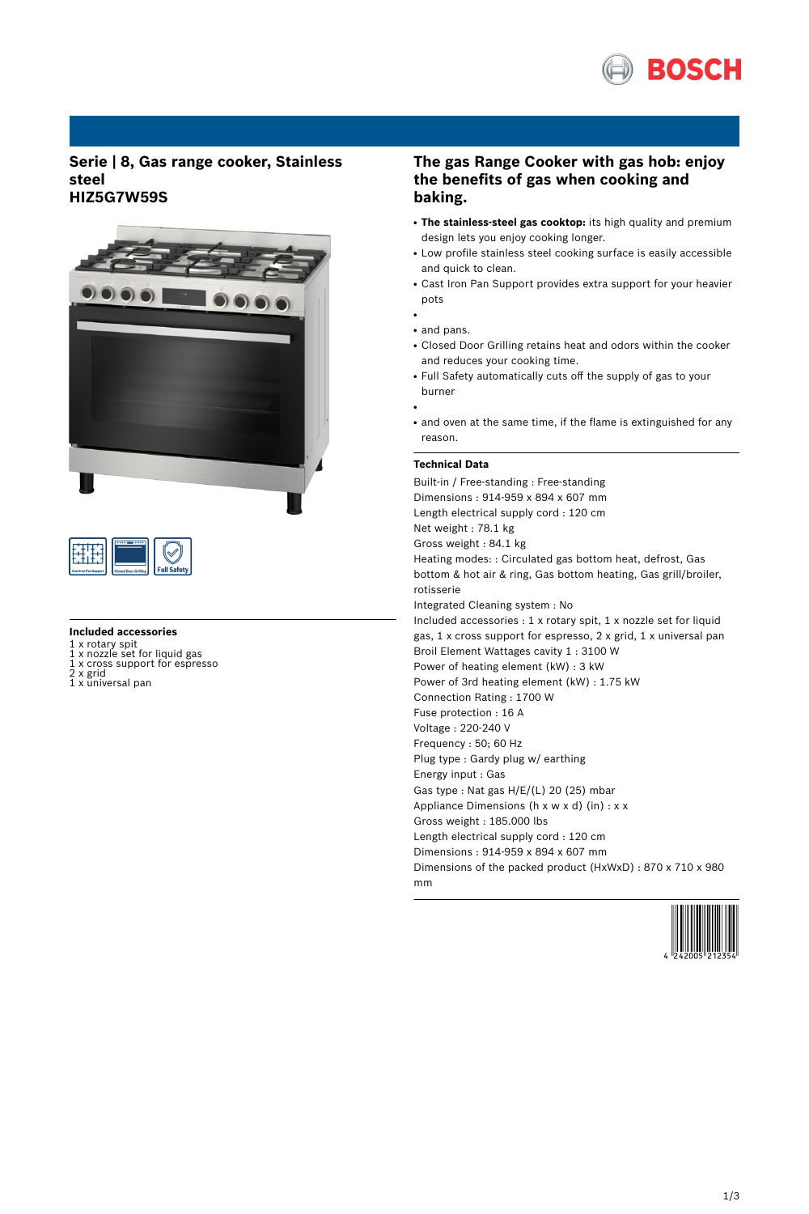# Serie | 8, Gas range cooker, Stainless steel
## HIZ5G7W59S

### Included accessories

1 x rotary spit
1 x nozzle set for liquid gas
1 x cross support for espresso
2 x grid
1 x universal pan

## The gas Range Cooker with gas hob: enjoy the benefits of gas when cooking and baking.

- **The stainless-steel gas cooktop:** its high quality and premium design lets you enjoy cooking longer.
- Low profile stainless steel cooking surface is easily accessible and quick to clean.
- Cast Iron Pan Support provides extra support for your heavier pots
- 
- and pans.
- Closed Door Grilling retains heat and odors within the cooker and reduces your cooking time.
- Full Safety automatically cuts off the supply of gas to your burner
- 
- and oven at the same time, if the flame is extinguished for any reason.

### Technical Data

Built-in / Free-standing : Free-standing
Dimensions : 914-959 x 894 x 607 mm
Length electrical supply cord : 120 cm
Net weight : 78.1 kg
Gross weight : 84.1 kg
Heating modes: : Circulated gas bottom heat, defrost, Gas bottom & hot air & ring, Gas bottom heating, Gas grill/broiler, rotisserie
Integrated Cleaning system : No
Included accessories : 1 x rotary spit, 1 x nozzle set for liquid gas, 1 x cross support for espresso, 2 x grid, 1 x universal pan
Broil Element Wattages cavity 1 : 3100 W
Power of heating element (kW) : 3 kW
Power of 3rd heating element (kW) : 1.75 kW
Connection Rating : 1700 W
Fuse protection : 16 A
Voltage : 220-240 V
Frequency : 50; 60 Hz
Plug type : Gardy plug w/ earthing
Energy input : Gas
Gas type : Nat gas H/E/(L) 20 (25) mbar
Appliance Dimensions (h x w x d) (in) : x x
Gross weight : 185.000 lbs
Length electrical supply cord : 120 cm
Dimensions : 914-959 x 894 x 607 mm
Dimensions of the packed product (HxWxD) : 870 x 710 x 980 mm

4 242005 212354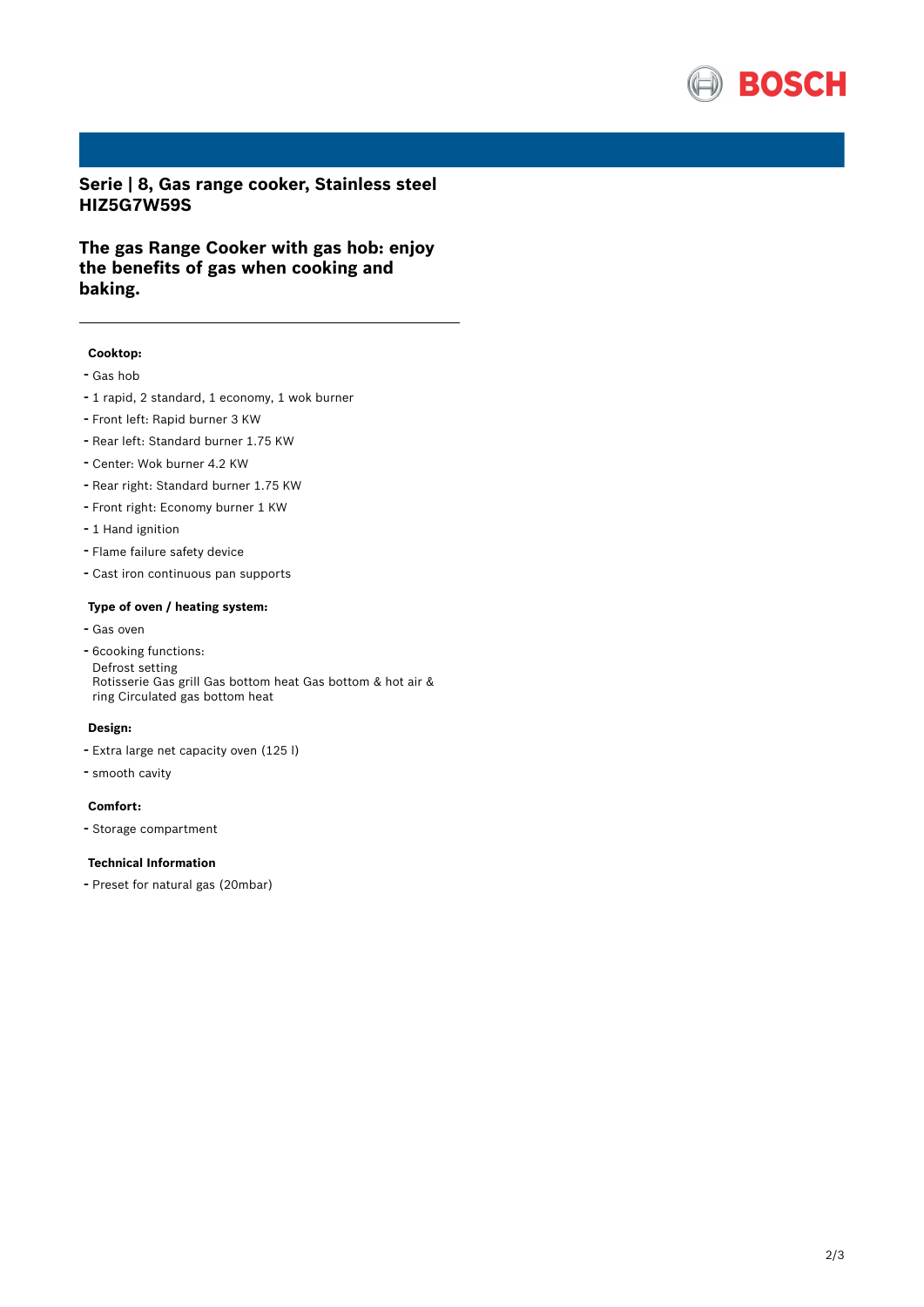## Serie | 8, Gas range cooker, Stainless steel HIZ5G7W59S

## The gas Range Cooker with gas hob: enjoy the benefits of gas when cooking and baking.

---

**Cooktop:**

- Gas hob
- 1 rapid, 2 standard, 1 economy, 1 wok burner
- Front left: Rapid burner 3 KW
- Rear left: Standard burner 1.75 KW
- Center: Wok burner 4.2 KW
- Rear right: Standard burner 1.75 KW
- Front right: Economy burner 1 KW
- 1 Hand ignition
- Flame failure safety device
- Cast iron continuous pan supports

**Type of oven / heating system:**

- Gas oven
- 6cooking functions:
  Defrost setting
  Rotisserie Gas grill Gas bottom heat Gas bottom & hot air & ring Circulated gas bottom heat

**Design:**

- Extra large net capacity oven (125 l)
- smooth cavity

**Comfort:**

- Storage compartment

**Technical Information**

- Preset for natural gas (20mbar)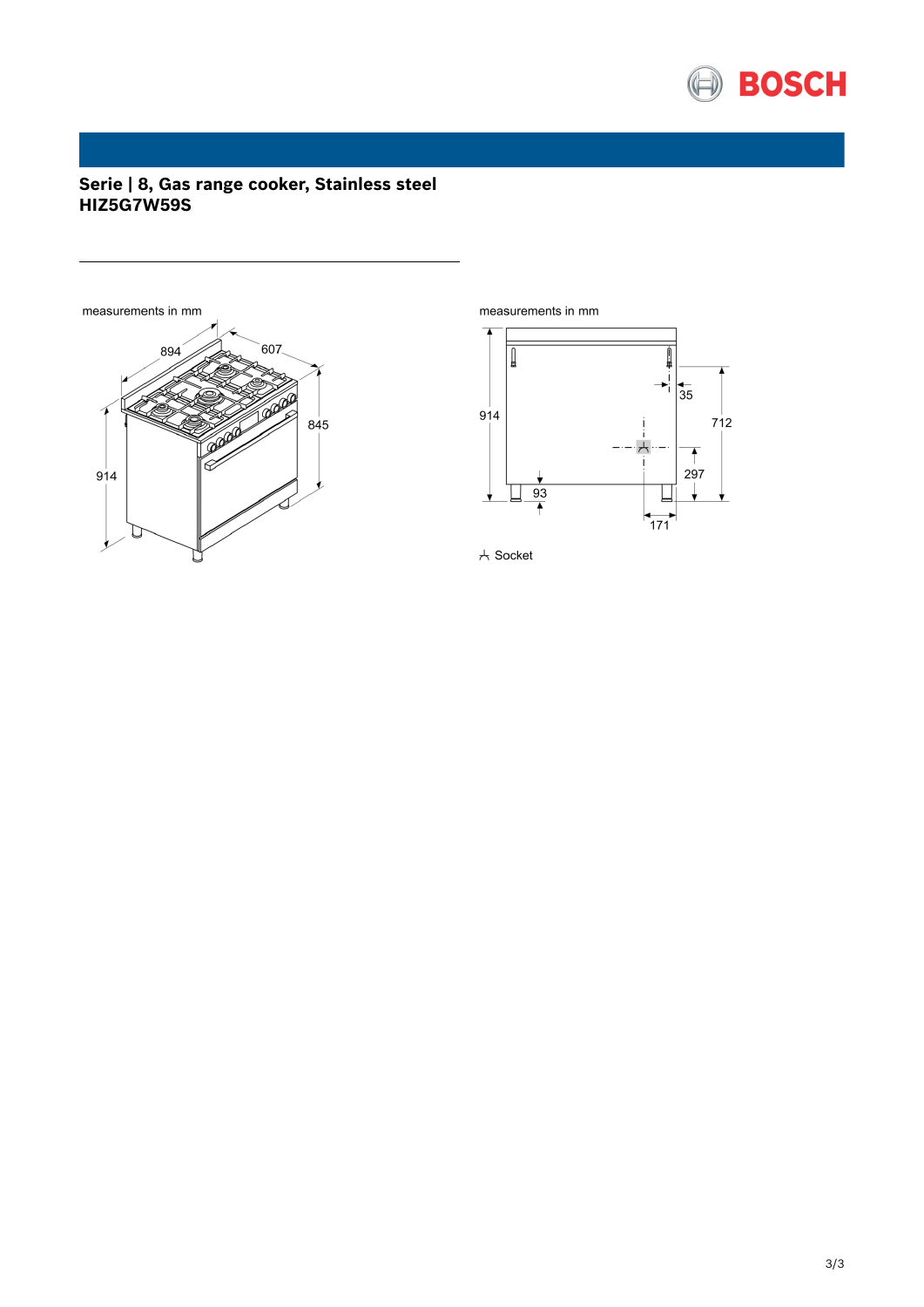**Serie | 8, Gas range cooker, Stainless steel**
**HIZ5G7W59S**

measurements in mm

894

607

845

914

measurements in mm

914

35

712

297

93

171

Socket